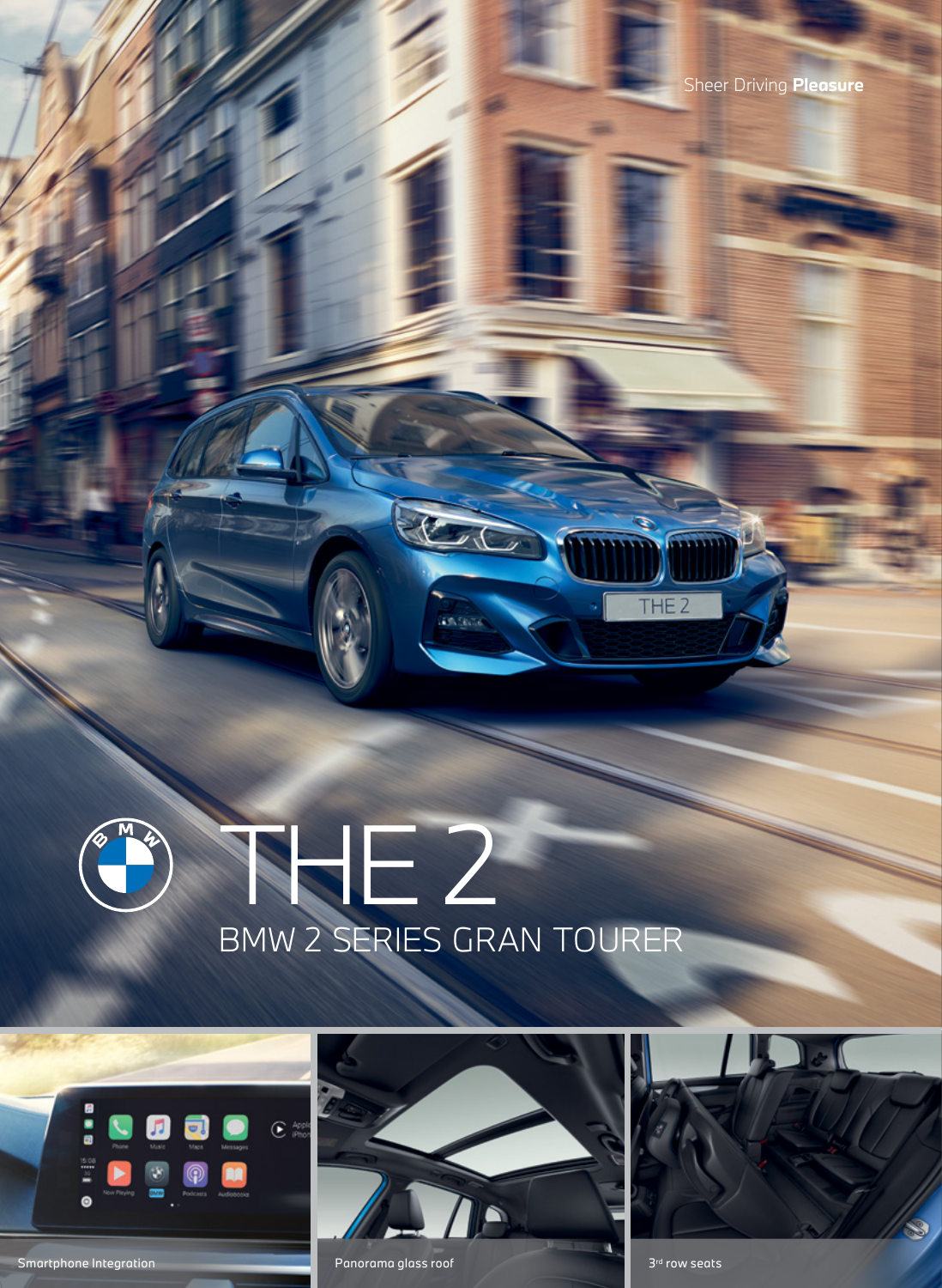Sheer Driving **Pleasure**

# THE 2

## BMW 2 SERIES GRAN TOURER

Smartphone Integration

Panorama glass roof

3rd row seats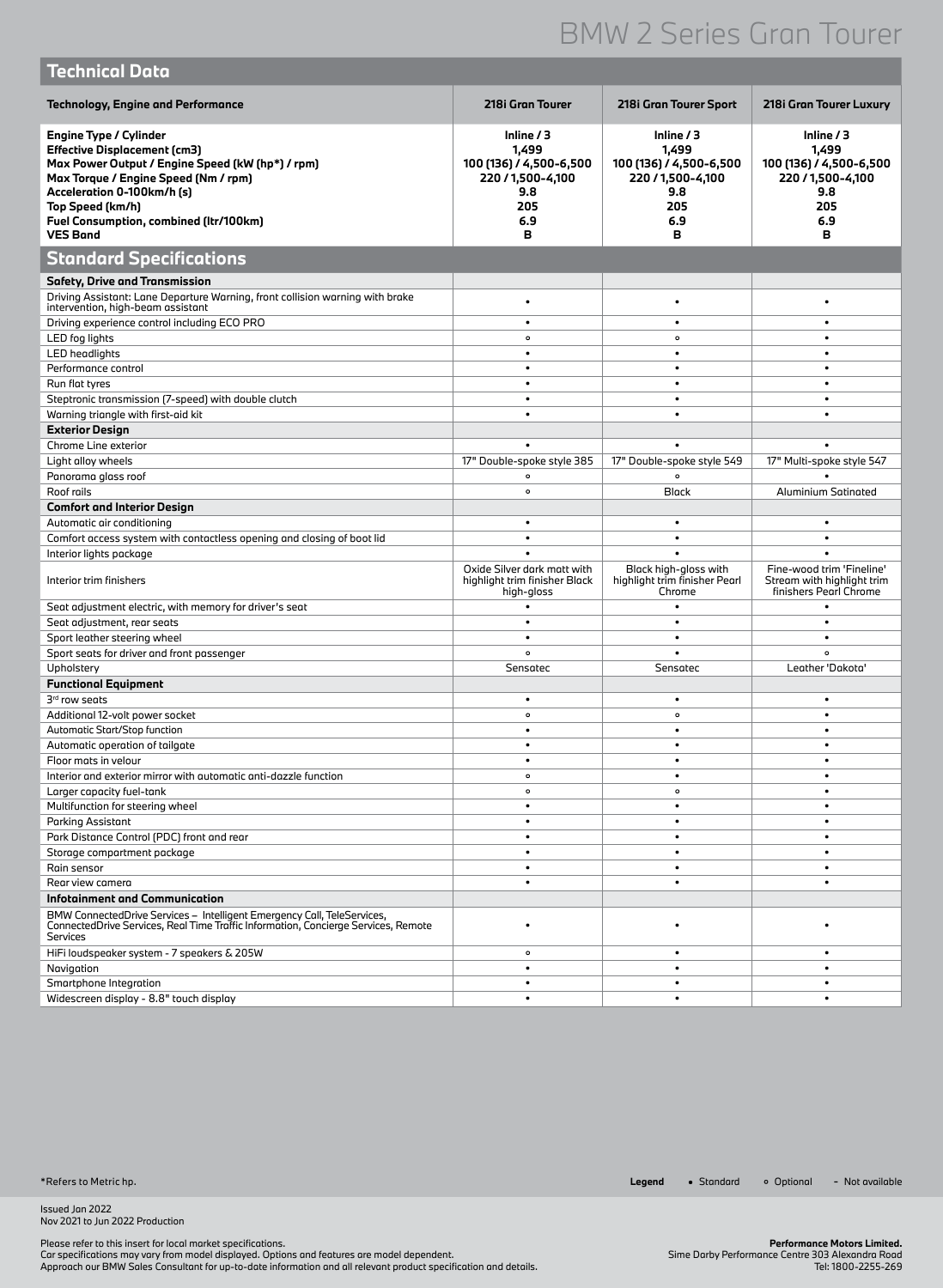# BMW 2 Series Gran Tourer

## Technical Data

| Technology, Engine and Performance | 218i Gran Tourer | 218i Gran Tourer Sport | 218i Gran Tourer Luxury |
|---|---|---|---|
| **Engine Type / Cylinder** | **Inline / 3** | **Inline / 3** | **Inline / 3** |
| **Effective Displacement (cm3)** | **1,499** | **1,499** | **1,499** |
| **Max Power Output / Engine Speed (kW (hp*) / rpm)** | **100 (136) / 4,500-6,500** | **100 (136) / 4,500-6,500** | **100 (136) / 4,500-6,500** |
| **Max Torque / Engine Speed (Nm / rpm)** | **220 / 1,500-4,100** | **220 / 1,500-4,100** | **220 / 1,500-4,100** |
| **Acceleration 0-100km/h (s)** | **9.8** | **9.8** | **9.8** |
| **Top Speed (km/h)** | **205** | **205** | **205** |
| **Fuel Consumption, combined (ltr/100km)** | **6.9** | **6.9** | **6.9** |
| **VES Band** | **B** | **B** | **B** |

## Standard Specifications

| | 218i Gran Tourer | 218i Gran Tourer Sport | 218i Gran Tourer Luxury |
|---|---|---|---|
| **Safety, Drive and Transmission** | | | |
| Driving Assistant: Lane Departure Warning, front collision warning with brake intervention, high-beam assistant | • | • | • |
| Driving experience control including ECO PRO | • | • | • |
| LED fog lights | ∘ | ∘ | • |
| LED headlights | • | • | • |
| Performance control | • | • | • |
| Run flat tyres | • | • | • |
| Steptronic transmission (7-speed) with double clutch | • | • | • |
| Warning triangle with first-aid kit | • | • | • |
| **Exterior Design** | | | |
| Chrome Line exterior | • | • | • |
| Light alloy wheels | 17" Double-spoke style 385 | 17" Double-spoke style 549 | 17" Multi-spoke style 547 |
| Panorama glass roof | ∘ | ∘ | • |
| Roof rails | ∘ | Black | Aluminium Satinated |
| **Comfort and Interior Design** | | | |
| Automatic air conditioning | • | • | • |
| Comfort access system with contactless opening and closing of boot lid | • | • | • |
| Interior lights package | • | • | • |
| Interior trim finishers | Oxide Silver dark matt with highlight trim finisher Black high-gloss | Black high-gloss with highlight trim finisher Pearl Chrome | Fine-wood trim 'Fineline' Stream with highlight trim finishers Pearl Chrome |
| Seat adjustment electric, with memory for driver's seat | • | • | • |
| Seat adjustment, rear seats | • | • | • |
| Sport leather steering wheel | • | • | • |
| Sport seats for driver and front passenger | ∘ | • | ∘ |
| Upholstery | Sensatec | Sensatec | Leather 'Dakota' |
| **Functional Equipment** | | | |
| 3rd row seats | • | • | • |
| Additional 12-volt power socket | ∘ | ∘ | • |
| Automatic Start/Stop function | • | • | • |
| Automatic operation of tailgate | • | • | • |
| Floor mats in velour | • | • | • |
| Interior and exterior mirror with automatic anti-dazzle function | ∘ | • | • |
| Larger capacity fuel-tank | ∘ | ∘ | • |
| Multifunction for steering wheel | • | • | • |
| Parking Assistant | • | • | • |
| Park Distance Control (PDC) front and rear | • | • | • |
| Storage compartment package | • | • | • |
| Rain sensor | • | • | • |
| Rear view camera | • | • | • |
| **Infotainment and Communication** | | | |
| BMW ConnectedDrive Services – Intelligent Emergency Call, TeleServices, ConnectedDrive Services, Real Time Traffic Information, Concierge Services, Remote Services | • | • | • |
| HiFi loudspeaker system - 7 speakers & 205W | ∘ | • | • |
| Navigation | • | • | • |
| Smartphone Integration | • | • | • |
| Widescreen display - 8.8" touch display | • | • | • |

*Refers to Metric hp.

**Legend** • Standard ∘ Optional – Not available

Issued Jan 2022
Nov 2021 to Jun 2022 Production

Please refer to this insert for local market specifications.
Car specifications may vary from model displayed. Options and features are model dependent.
Approach our BMW Sales Consultant for up-to-date information and all relevant product specification and details.

**Performance Motors Limited.**
Sime Darby Performance Centre 303 Alexandra Road
Tel: 1800-2255-269